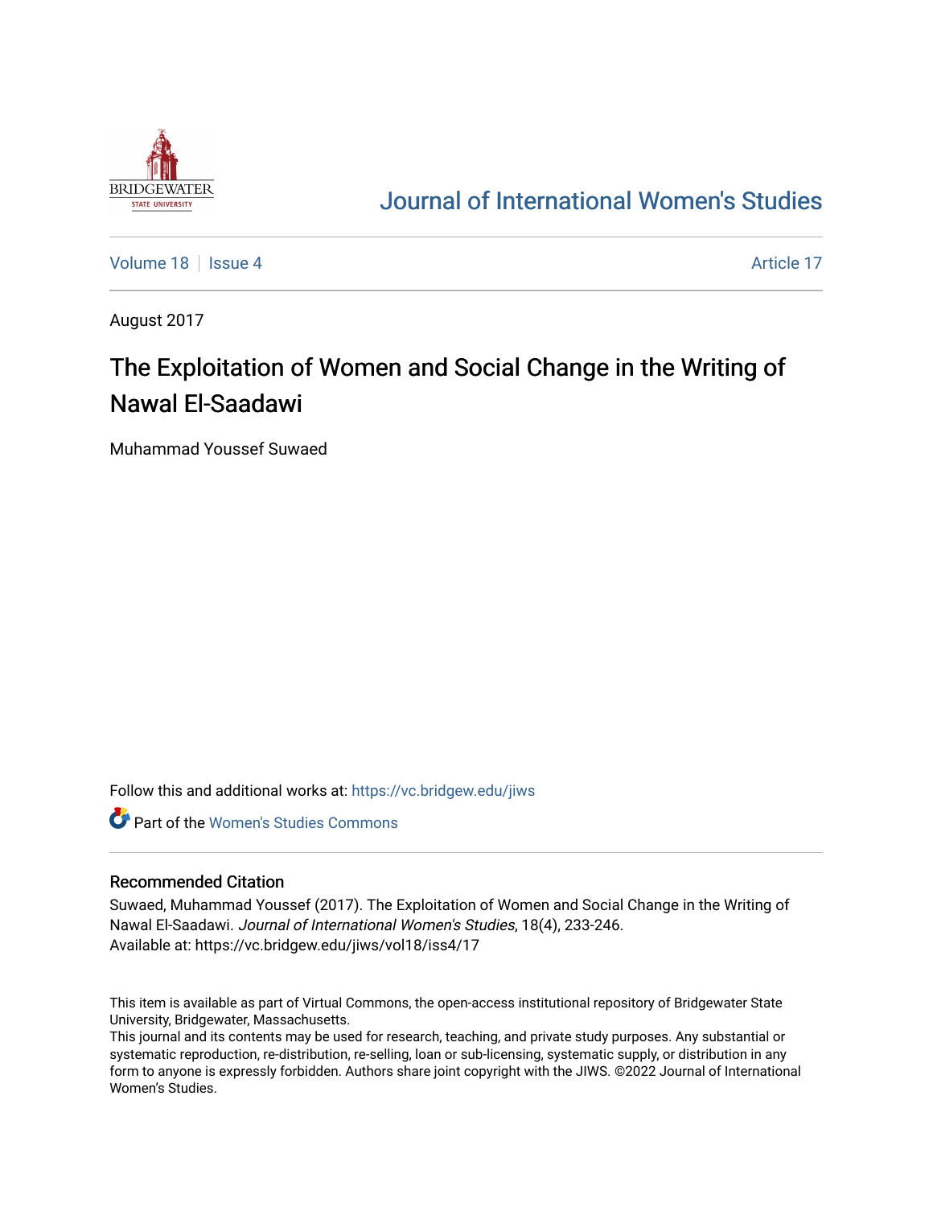# Journal of International Women's Studies

Volume 18 | Issue 4 | Article 17

August 2017

# The Exploitation of Women and Social Change in the Writing of Nawal El-Saadawi

Muhammad Youssef Suwaed

Follow this and additional works at: https://vc.bridgew.edu/jiws

Part of the Women's Studies Commons

## Recommended Citation

Suwaed, Muhammad Youssef (2017). The Exploitation of Women and Social Change in the Writing of Nawal El-Saadawi. *Journal of International Women's Studies*, 18(4), 233-246.
Available at: https://vc.bridgew.edu/jiws/vol18/iss4/17

This item is available as part of Virtual Commons, the open-access institutional repository of Bridgewater State University, Bridgewater, Massachusetts.
This journal and its contents may be used for research, teaching, and private study purposes. Any substantial or systematic reproduction, re-distribution, re-selling, loan or sub-licensing, systematic supply, or distribution in any form to anyone is expressly forbidden. Authors share joint copyright with the JIWS. ©2022 Journal of International Women's Studies.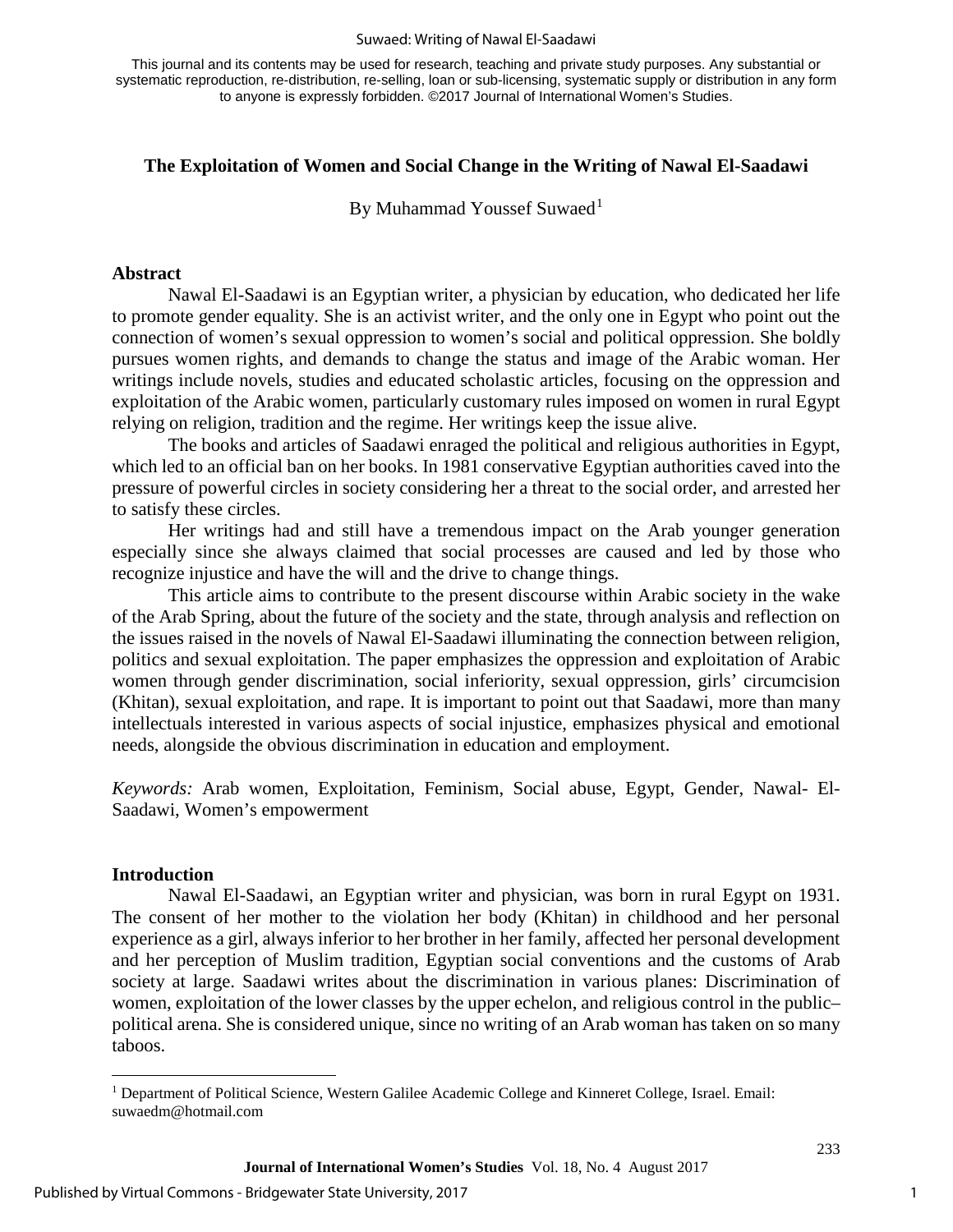This journal and its contents may be used for research, teaching and private study purposes. Any substantial or systematic reproduction, re-distribution, re-selling, loan or sub-licensing, systematic supply or distribution in any form to anyone is expressly forbidden. ©2017 Journal of International Women's Studies.

# The Exploitation of Women and Social Change in the Writing of Nawal El-Saadawi

By Muhammad Youssef Suwaed[1]

## Abstract

Nawal El-Saadawi is an Egyptian writer, a physician by education, who dedicated her life to promote gender equality. She is an activist writer, and the only one in Egypt who point out the connection of women's sexual oppression to women's social and political oppression. She boldly pursues women rights, and demands to change the status and image of the Arabic woman. Her writings include novels, studies and educated scholastic articles, focusing on the oppression and exploitation of the Arabic women, particularly customary rules imposed on women in rural Egypt relying on religion, tradition and the regime. Her writings keep the issue alive.

The books and articles of Saadawi enraged the political and religious authorities in Egypt, which led to an official ban on her books. In 1981 conservative Egyptian authorities caved into the pressure of powerful circles in society considering her a threat to the social order, and arrested her to satisfy these circles.

Her writings had and still have a tremendous impact on the Arab younger generation especially since she always claimed that social processes are caused and led by those who recognize injustice and have the will and the drive to change things.

This article aims to contribute to the present discourse within Arabic society in the wake of the Arab Spring, about the future of the society and the state, through analysis and reflection on the issues raised in the novels of Nawal El-Saadawi illuminating the connection between religion, politics and sexual exploitation. The paper emphasizes the oppression and exploitation of Arabic women through gender discrimination, social inferiority, sexual oppression, girls' circumcision (Khitan), sexual exploitation, and rape. It is important to point out that Saadawi, more than many intellectuals interested in various aspects of social injustice, emphasizes physical and emotional needs, alongside the obvious discrimination in education and employment.

*Keywords:* Arab women, Exploitation, Feminism, Social abuse, Egypt, Gender, Nawal- El-Saadawi, Women's empowerment

## Introduction

Nawal El-Saadawi, an Egyptian writer and physician, was born in rural Egypt on 1931. The consent of her mother to the violation her body (Khitan) in childhood and her personal experience as a girl, always inferior to her brother in her family, affected her personal development and her perception of Muslim tradition, Egyptian social conventions and the customs of Arab society at large. Saadawi writes about the discrimination in various planes: Discrimination of women, exploitation of the lower classes by the upper echelon, and religious control in the public–political arena. She is considered unique, since no writing of an Arab woman has taken on so many taboos.

[1] Department of Political Science, Western Galilee Academic College and Kinneret College, Israel. Email: suwaedm@hotmail.com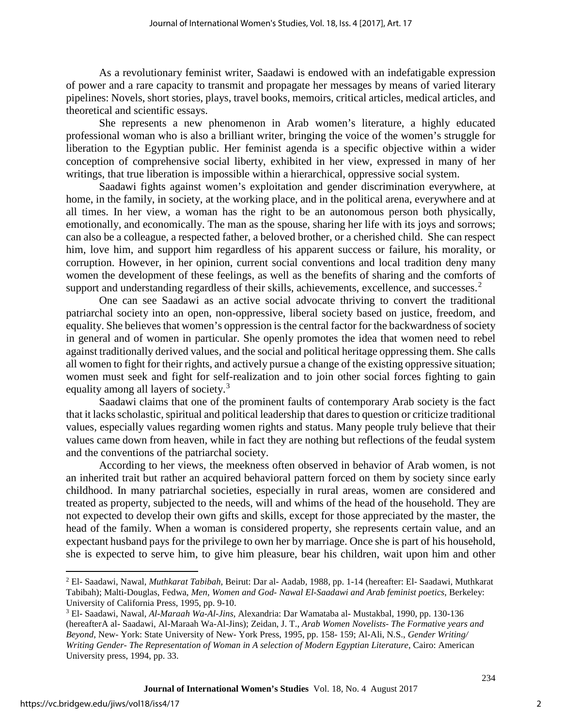As a revolutionary feminist writer, Saadawi is endowed with an indefatigable expression of power and a rare capacity to transmit and propagate her messages by means of varied literary pipelines: Novels, short stories, plays, travel books, memoirs, critical articles, medical articles, and theoretical and scientific essays.

She represents a new phenomenon in Arab women's literature, a highly educated professional woman who is also a brilliant writer, bringing the voice of the women's struggle for liberation to the Egyptian public. Her feminist agenda is a specific objective within a wider conception of comprehensive social liberty, exhibited in her view, expressed in many of her writings, that true liberation is impossible within a hierarchical, oppressive social system.

Saadawi fights against women's exploitation and gender discrimination everywhere, at home, in the family, in society, at the working place, and in the political arena, everywhere and at all times. In her view, a woman has the right to be an autonomous person both physically, emotionally, and economically. The man as the spouse, sharing her life with its joys and sorrows; can also be a colleague, a respected father, a beloved brother, or a cherished child. She can respect him, love him, and support him regardless of his apparent success or failure, his morality, or corruption. However, in her opinion, current social conventions and local tradition deny many women the development of these feelings, as well as the benefits of sharing and the comforts of support and understanding regardless of their skills, achievements, excellence, and successes.[2]

One can see Saadawi as an active social advocate thriving to convert the traditional patriarchal society into an open, non-oppressive, liberal society based on justice, freedom, and equality. She believes that women's oppression is the central factor for the backwardness of society in general and of women in particular. She openly promotes the idea that women need to rebel against traditionally derived values, and the social and political heritage oppressing them. She calls all women to fight for their rights, and actively pursue a change of the existing oppressive situation; women must seek and fight for self-realization and to join other social forces fighting to gain equality among all layers of society.[3]

Saadawi claims that one of the prominent faults of contemporary Arab society is the fact that it lacks scholastic, spiritual and political leadership that dares to question or criticize traditional values, especially values regarding women rights and status. Many people truly believe that their values came down from heaven, while in fact they are nothing but reflections of the feudal system and the conventions of the patriarchal society.

According to her views, the meekness often observed in behavior of Arab women, is not an inherited trait but rather an acquired behavioral pattern forced on them by society since early childhood. In many patriarchal societies, especially in rural areas, women are considered and treated as property, subjected to the needs, will and whims of the head of the household. They are not expected to develop their own gifts and skills, except for those appreciated by the master, the head of the family. When a woman is considered property, she represents certain value, and an expectant husband pays for the privilege to own her by marriage. Once she is part of his household, she is expected to serve him, to give him pleasure, bear his children, wait upon him and other

---

[2] El- Saadawi, Nawal, *Muthkarat Tabibah*, Beirut: Dar al- Aadab, 1988, pp. 1-14 (hereafter: El- Saadawi, Muthkarat Tabibah); Malti-Douglas, Fedwa, *Men, Women and God- Nawal El-Saadawi and Arab feminist poetics*, Berkeley: University of California Press, 1995, pp. 9-10.

[3] El- Saadawi, Nawal, *Al-Maraah Wa-Al-Jins*, Alexandria: Dar Wamataba al- Mustakbal, 1990, pp. 130-136 (hereafterA al- Saadawi, Al-Maraah Wa-Al-Jins); Zeidan, J. T., *Arab Women Novelists- The Formative years and Beyond*, New- York: State University of New- York Press, 1995, pp. 158- 159; Al-Ali, N.S., *Gender Writing/ Writing Gender- The Representation of Woman in A selection of Modern Egyptian Literature*, Cairo: American University press, 1994, pp. 33.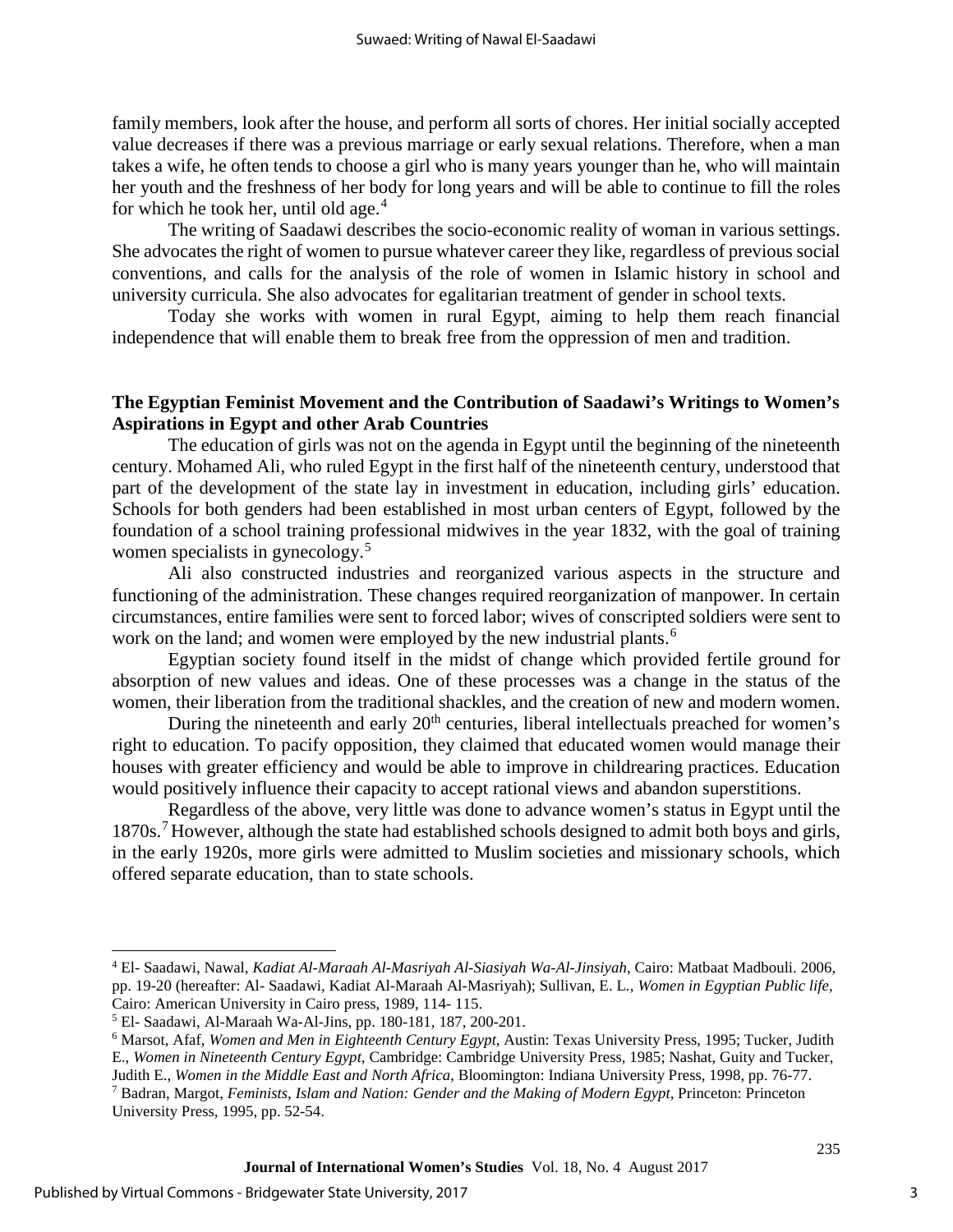family members, look after the house, and perform all sorts of chores. Her initial socially accepted value decreases if there was a previous marriage or early sexual relations. Therefore, when a man takes a wife, he often tends to choose a girl who is many years younger than he, who will maintain her youth and the freshness of her body for long years and will be able to continue to fill the roles for which he took her, until old age.[4]

The writing of Saadawi describes the socio-economic reality of woman in various settings. She advocates the right of women to pursue whatever career they like, regardless of previous social conventions, and calls for the analysis of the role of women in Islamic history in school and university curricula. She also advocates for egalitarian treatment of gender in school texts.

Today she works with women in rural Egypt, aiming to help them reach financial independence that will enable them to break free from the oppression of men and tradition.

## The Egyptian Feminist Movement and the Contribution of Saadawi's Writings to Women's Aspirations in Egypt and other Arab Countries

The education of girls was not on the agenda in Egypt until the beginning of the nineteenth century. Mohamed Ali, who ruled Egypt in the first half of the nineteenth century, understood that part of the development of the state lay in investment in education, including girls' education. Schools for both genders had been established in most urban centers of Egypt, followed by the foundation of a school training professional midwives in the year 1832, with the goal of training women specialists in gynecology.[5]

Ali also constructed industries and reorganized various aspects in the structure and functioning of the administration. These changes required reorganization of manpower. In certain circumstances, entire families were sent to forced labor; wives of conscripted soldiers were sent to work on the land; and women were employed by the new industrial plants.[6]

Egyptian society found itself in the midst of change which provided fertile ground for absorption of new values and ideas. One of these processes was a change in the status of the women, their liberation from the traditional shackles, and the creation of new and modern women.

During the nineteenth and early 20th centuries, liberal intellectuals preached for women's right to education. To pacify opposition, they claimed that educated women would manage their houses with greater efficiency and would be able to improve in childrearing practices. Education would positively influence their capacity to accept rational views and abandon superstitions.

Regardless of the above, very little was done to advance women's status in Egypt until the 1870s.[7] However, although the state had established schools designed to admit both boys and girls, in the early 1920s, more girls were admitted to Muslim societies and missionary schools, which offered separate education, than to state schools.

---

[4] El- Saadawi, Nawal, *Kadiat Al-Maraah Al-Masriyah Al-Siasiyah Wa-Al-Jinsiyah*, Cairo: Matbaat Madbouli. 2006, pp. 19-20 (hereafter: Al- Saadawi, Kadiat Al-Maraah Al-Masriyah); Sullivan, E. L., *Women in Egyptian Public life*, Cairo: American University in Cairo press, 1989, 114- 115.

[5] El- Saadawi, Al-Maraah Wa-Al-Jins, pp. 180-181, 187, 200-201.

[6] Marsot, Afaf, *Women and Men in Eighteenth Century Egypt*, Austin: Texas University Press, 1995; Tucker, Judith E., *Women in Nineteenth Century Egypt*, Cambridge: Cambridge University Press, 1985; Nashat, Guity and Tucker, Judith E., *Women in the Middle East and North Africa*, Bloomington: Indiana University Press, 1998, pp. 76-77.

[7] Badran, Margot, *Feminists, Islam and Nation: Gender and the Making of Modern Egypt*, Princeton: Princeton University Press, 1995, pp. 52-54.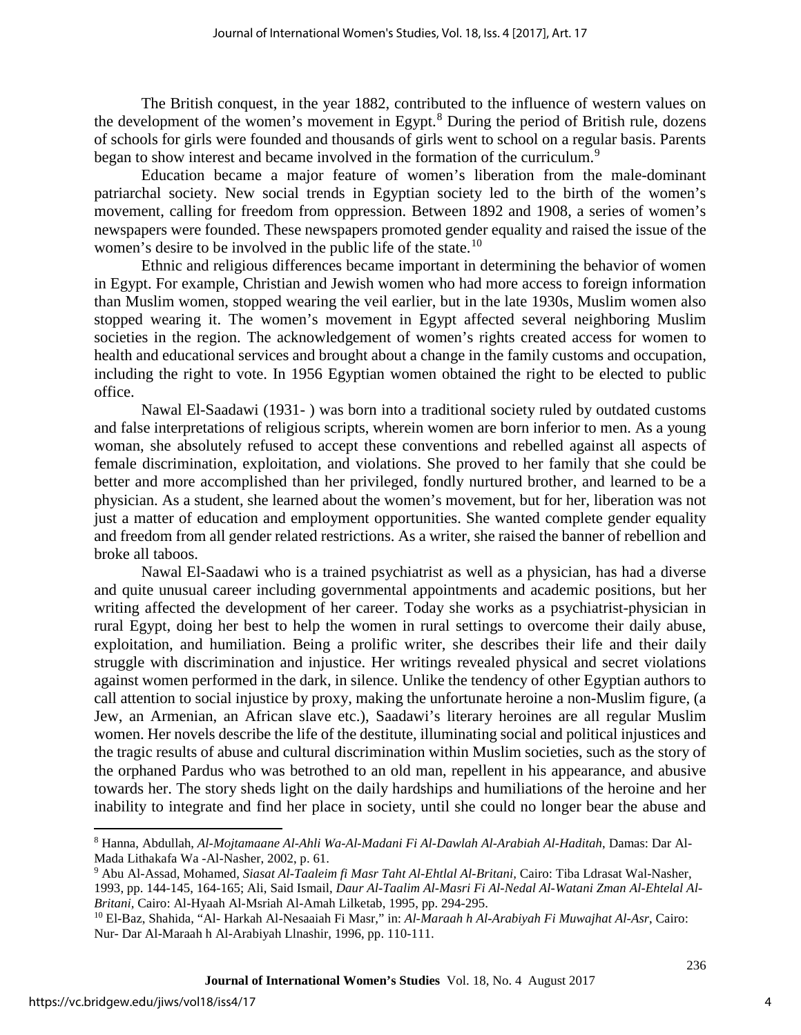The British conquest, in the year 1882, contributed to the influence of western values on the development of the women's movement in Egypt.[8] During the period of British rule, dozens of schools for girls were founded and thousands of girls went to school on a regular basis. Parents began to show interest and became involved in the formation of the curriculum.[9]

Education became a major feature of women's liberation from the male-dominant patriarchal society. New social trends in Egyptian society led to the birth of the women's movement, calling for freedom from oppression. Between 1892 and 1908, a series of women's newspapers were founded. These newspapers promoted gender equality and raised the issue of the women's desire to be involved in the public life of the state.[10]

Ethnic and religious differences became important in determining the behavior of women in Egypt. For example, Christian and Jewish women who had more access to foreign information than Muslim women, stopped wearing the veil earlier, but in the late 1930s, Muslim women also stopped wearing it. The women's movement in Egypt affected several neighboring Muslim societies in the region. The acknowledgement of women's rights created access for women to health and educational services and brought about a change in the family customs and occupation, including the right to vote. In 1956 Egyptian women obtained the right to be elected to public office.

Nawal El-Saadawi (1931- ) was born into a traditional society ruled by outdated customs and false interpretations of religious scripts, wherein women are born inferior to men. As a young woman, she absolutely refused to accept these conventions and rebelled against all aspects of female discrimination, exploitation, and violations. She proved to her family that she could be better and more accomplished than her privileged, fondly nurtured brother, and learned to be a physician. As a student, she learned about the women's movement, but for her, liberation was not just a matter of education and employment opportunities. She wanted complete gender equality and freedom from all gender related restrictions. As a writer, she raised the banner of rebellion and broke all taboos.

Nawal El-Saadawi who is a trained psychiatrist as well as a physician, has had a diverse and quite unusual career including governmental appointments and academic positions, but her writing affected the development of her career. Today she works as a psychiatrist-physician in rural Egypt, doing her best to help the women in rural settings to overcome their daily abuse, exploitation, and humiliation. Being a prolific writer, she describes their life and their daily struggle with discrimination and injustice. Her writings revealed physical and secret violations against women performed in the dark, in silence. Unlike the tendency of other Egyptian authors to call attention to social injustice by proxy, making the unfortunate heroine a non-Muslim figure, (a Jew, an Armenian, an African slave etc.), Saadawi's literary heroines are all regular Muslim women. Her novels describe the life of the destitute, illuminating social and political injustices and the tragic results of abuse and cultural discrimination within Muslim societies, such as the story of the orphaned Pardus who was betrothed to an old man, repellent in his appearance, and abusive towards her. The story sheds light on the daily hardships and humiliations of the heroine and her inability to integrate and find her place in society, until she could no longer bear the abuse and

---

[8] Hanna, Abdullah, *Al-Mojtamaane Al-Ahli Wa-Al-Madani Fi Al-Dawlah Al-Arabiah Al-Haditah*, Damas: Dar Al-Mada Lithakafa Wa -Al-Nasher, 2002, p. 61.

[9] Abu Al-Assad, Mohamed, *Siasat Al-Taaleim fi Masr Taht Al-Ehtlal Al-Britani*, Cairo: Tiba Ldrasat Wal-Nasher, 1993, pp. 144-145, 164-165; Ali, Said Ismail, *Daur Al-Taalim Al-Masri Fi Al-Nedal Al-Watani Zman Al-Ehtelal Al-Britani*, Cairo: Al-Hyaah Al-Msriah Al-Amah Lilketab, 1995, pp. 294-295.

[10] El-Baz, Shahida, "Al- Harkah Al-Nesaaiah Fi Masr," in: *Al-Maraah h Al-Arabiyah Fi Muwajhat Al-Asr*, Cairo: Nur- Dar Al-Maraah h Al-Arabiyah Llnashir, 1996, pp. 110-111.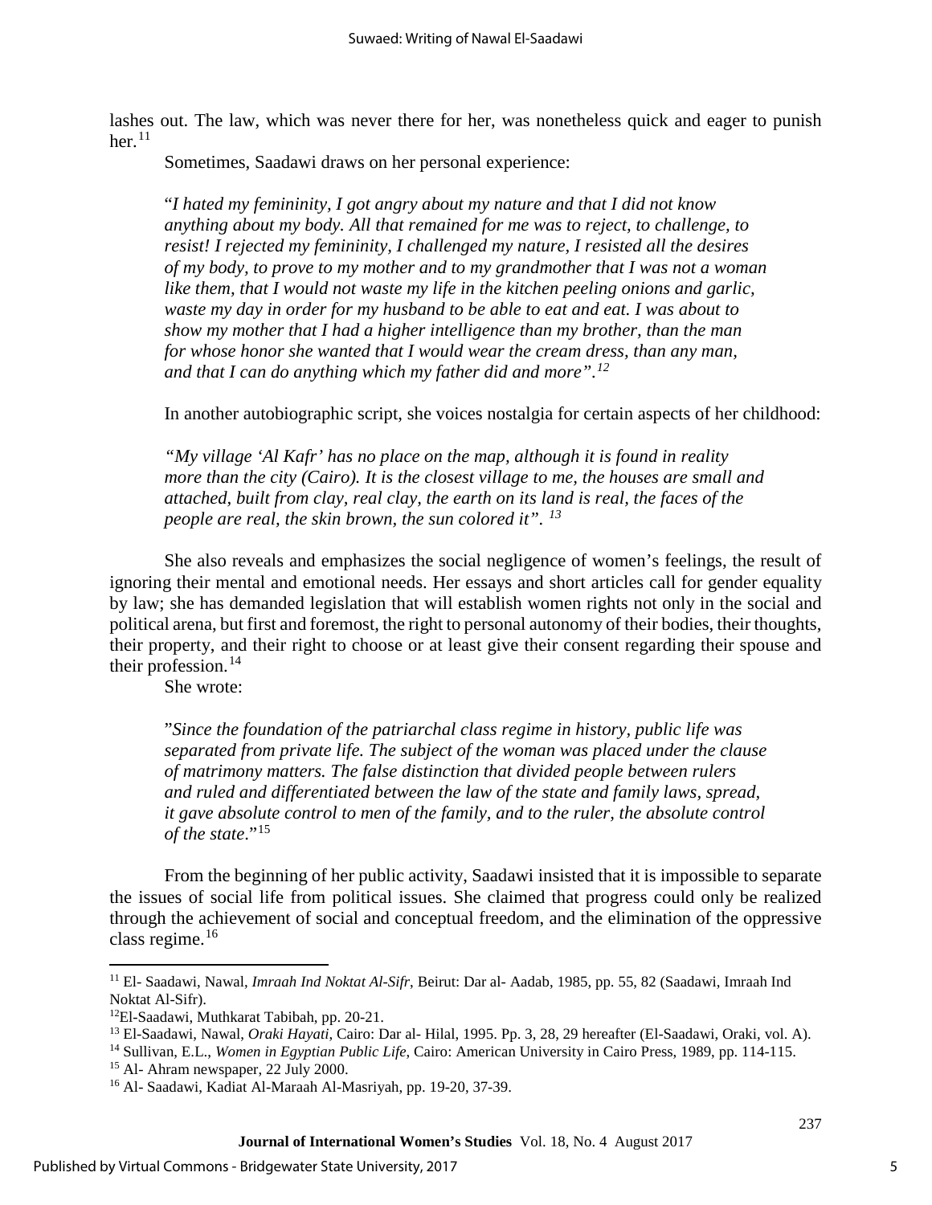lashes out. The law, which was never there for her, was nonetheless quick and eager to punish her.[11]

Sometimes, Saadawi draws on her personal experience:

> "*I hated my femininity, I got angry about my nature and that I did not know anything about my body. All that remained for me was to reject, to challenge, to resist! I rejected my femininity, I challenged my nature, I resisted all the desires of my body, to prove to my mother and to my grandmother that I was not a woman like them, that I would not waste my life in the kitchen peeling onions and garlic, waste my day in order for my husband to be able to eat and eat. I was about to show my mother that I had a higher intelligence than my brother, than the man for whose honor she wanted that I would wear the cream dress, than any man, and that I can do anything which my father did and more".*[12]

In another autobiographic script, she voices nostalgia for certain aspects of her childhood:

> *"My village 'Al Kafr' has no place on the map, although it is found in reality more than the city (Cairo). It is the closest village to me, the houses are small and attached, built from clay, real clay, the earth on its land is real, the faces of the people are real, the skin brown, the sun colored it".* [13]

She also reveals and emphasizes the social negligence of women's feelings, the result of ignoring their mental and emotional needs. Her essays and short articles call for gender equality by law; she has demanded legislation that will establish women rights not only in the social and political arena, but first and foremost, the right to personal autonomy of their bodies, their thoughts, their property, and their right to choose or at least give their consent regarding their spouse and their profession.[14]

She wrote:

> "*Since the foundation of the patriarchal class regime in history, public life was separated from private life. The subject of the woman was placed under the clause of matrimony matters. The false distinction that divided people between rulers and ruled and differentiated between the law of the state and family laws, spread, it gave absolute control to men of the family, and to the ruler, the absolute control of the state*."[15]

From the beginning of her public activity, Saadawi insisted that it is impossible to separate the issues of social life from political issues. She claimed that progress could only be realized through the achievement of social and conceptual freedom, and the elimination of the oppressive class regime.[16]

---

[11] El- Saadawi, Nawal, *Imraah Ind Noktat Al-Sifr*, Beirut: Dar al- Aadab, 1985, pp. 55, 82 (Saadawi, Imraah Ind Noktat Al-Sifr).

[12] El-Saadawi, Muthkarat Tabibah, pp. 20-21.

[13] El-Saadawi, Nawal, *Oraki Hayati*, Cairo: Dar al- Hilal, 1995. Pp. 3, 28, 29 hereafter (El-Saadawi, Oraki, vol. A).

[14] Sullivan, E.L., *Women in Egyptian Public Life*, Cairo: American University in Cairo Press, 1989, pp. 114-115.

[15] Al- Ahram newspaper, 22 July 2000.

[16] Al- Saadawi, Kadiat Al-Maraah Al-Masriyah, pp. 19-20, 37-39.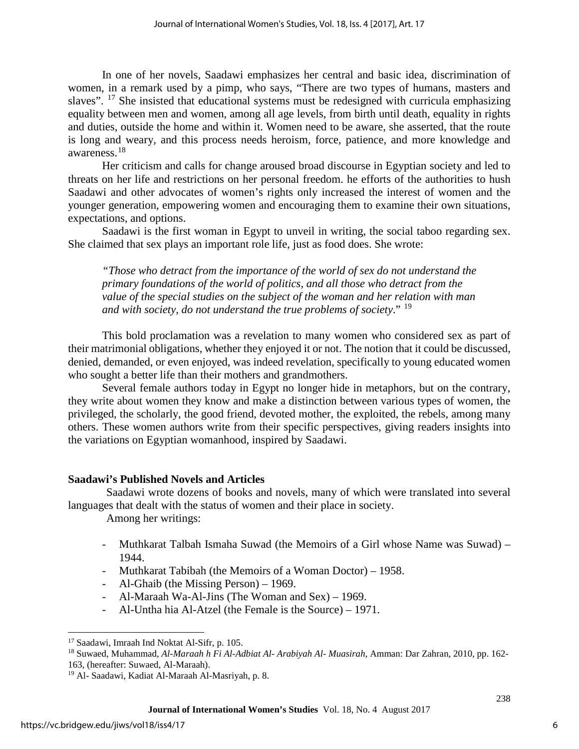In one of her novels, Saadawi emphasizes her central and basic idea, discrimination of women, in a remark used by a pimp, who says, "There are two types of humans, masters and slaves". [17] She insisted that educational systems must be redesigned with curricula emphasizing equality between men and women, among all age levels, from birth until death, equality in rights and duties, outside the home and within it. Women need to be aware, she asserted, that the route is long and weary, and this process needs heroism, force, patience, and more knowledge and awareness.[18]

Her criticism and calls for change aroused broad discourse in Egyptian society and led to threats on her life and restrictions on her personal freedom. he efforts of the authorities to hush Saadawi and other advocates of women's rights only increased the interest of women and the younger generation, empowering women and encouraging them to examine their own situations, expectations, and options.

Saadawi is the first woman in Egypt to unveil in writing, the social taboo regarding sex. She claimed that sex plays an important role life, just as food does. She wrote:

> *"Those who detract from the importance of the world of sex do not understand the primary foundations of the world of politics, and all those who detract from the value of the special studies on the subject of the woman and her relation with man and with society, do not understand the true problems of society*." [19]

This bold proclamation was a revelation to many women who considered sex as part of their matrimonial obligations, whether they enjoyed it or not. The notion that it could be discussed, denied, demanded, or even enjoyed, was indeed revelation, specifically to young educated women who sought a better life than their mothers and grandmothers.

Several female authors today in Egypt no longer hide in metaphors, but on the contrary, they write about women they know and make a distinction between various types of women, the privileged, the scholarly, the good friend, devoted mother, the exploited, the rebels, among many others. These women authors write from their specific perspectives, giving readers insights into the variations on Egyptian womanhood, inspired by Saadawi.

**Saadawi's Published Novels and Articles**

Saadawi wrote dozens of books and novels, many of which were translated into several languages that dealt with the status of women and their place in society.

Among her writings:

- Muthkarat Talbah Ismaha Suwad (the Memoirs of a Girl whose Name was Suwad) – 1944.
- Muthkarat Tabibah (the Memoirs of a Woman Doctor) – 1958.
- Al-Ghaib (the Missing Person) – 1969.
- Al-Maraah Wa-Al-Jins (The Woman and Sex) – 1969.
- Al-Untha hia Al-Atzel (the Female is the Source) – 1971.

---

[17] Saadawi, Imraah Ind Noktat Al-Sifr, p. 105.

[18] Suwaed, Muhammad, *Al-Maraah h Fi Al-Adbiat Al- Arabiyah Al- Muasirah*, Amman: Dar Zahran, 2010, pp. 162-163, (hereafter: Suwaed, Al-Maraah).

[19] Al- Saadawi, Kadiat Al-Maraah Al-Masriyah, p. 8.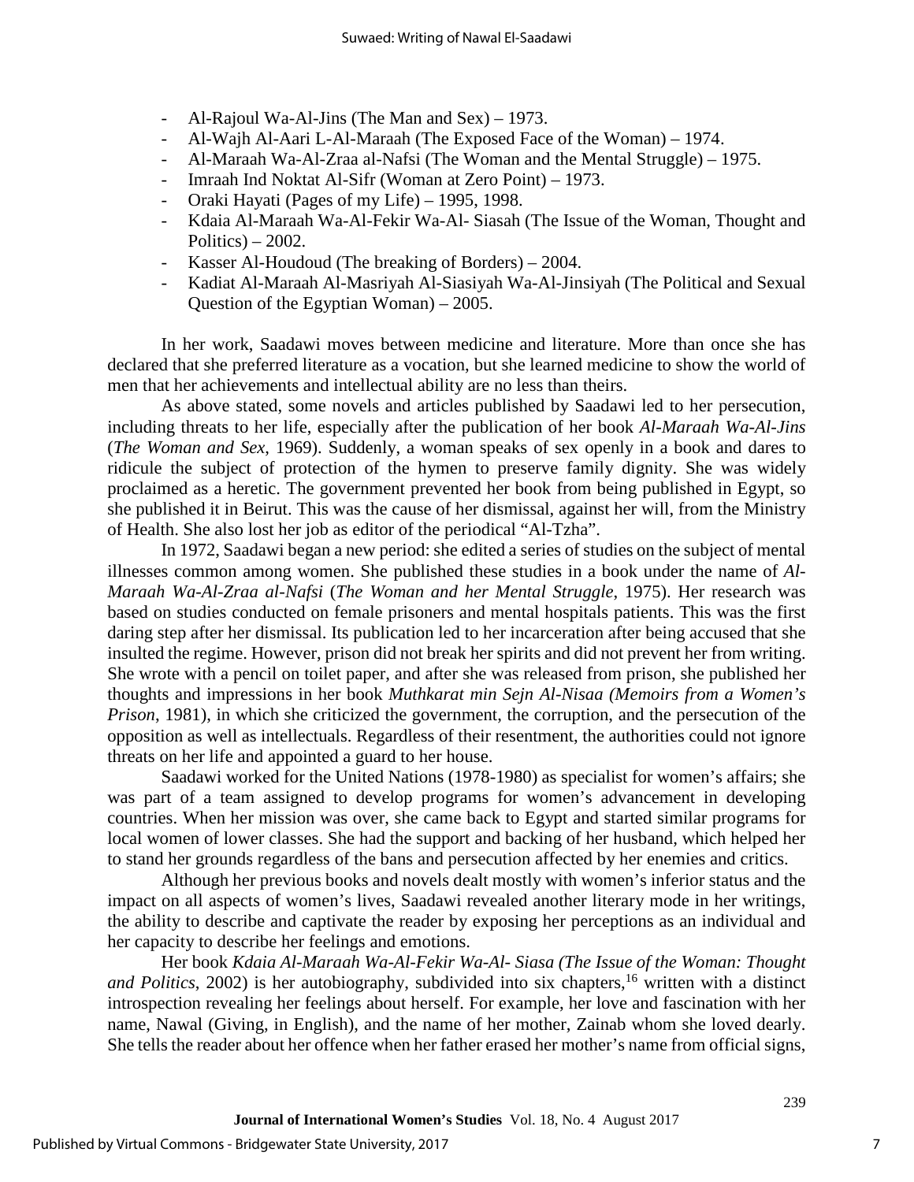- Al-Rajoul Wa-Al-Jins (The Man and Sex) – 1973.
- Al-Wajh Al-Aari L-Al-Maraah (The Exposed Face of the Woman) – 1974.
- Al-Maraah Wa-Al-Zraa al-Nafsi (The Woman and the Mental Struggle) – 1975.
- Imraah Ind Noktat Al-Sifr (Woman at Zero Point) – 1973.
- Oraki Hayati (Pages of my Life) – 1995, 1998.
- Kdaia Al-Maraah Wa-Al-Fekir Wa-Al- Siasah (The Issue of the Woman, Thought and Politics) – 2002.
- Kasser Al-Houdoud (The breaking of Borders) – 2004.
- Kadiat Al-Maraah Al-Masriyah Al-Siasiyah Wa-Al-Jinsiyah (The Political and Sexual Question of the Egyptian Woman) – 2005.

In her work, Saadawi moves between medicine and literature. More than once she has declared that she preferred literature as a vocation, but she learned medicine to show the world of men that her achievements and intellectual ability are no less than theirs.

As above stated, some novels and articles published by Saadawi led to her persecution, including threats to her life, especially after the publication of her book *Al-Maraah Wa-Al-Jins* (*The Woman and Sex*, 1969). Suddenly, a woman speaks of sex openly in a book and dares to ridicule the subject of protection of the hymen to preserve family dignity. She was widely proclaimed as a heretic. The government prevented her book from being published in Egypt, so she published it in Beirut. This was the cause of her dismissal, against her will, from the Ministry of Health. She also lost her job as editor of the periodical "Al-Tzha".

In 1972, Saadawi began a new period: she edited a series of studies on the subject of mental illnesses common among women. She published these studies in a book under the name of *Al-Maraah Wa-Al-Zraa al-Nafsi* (*The Woman and her Mental Struggle*, 1975). Her research was based on studies conducted on female prisoners and mental hospitals patients. This was the first daring step after her dismissal. Its publication led to her incarceration after being accused that she insulted the regime. However, prison did not break her spirits and did not prevent her from writing. She wrote with a pencil on toilet paper, and after she was released from prison, she published her thoughts and impressions in her book *Muthkarat min Sejn Al-Nisaa (Memoirs from a Women's Prison*, 1981), in which she criticized the government, the corruption, and the persecution of the opposition as well as intellectuals. Regardless of their resentment, the authorities could not ignore threats on her life and appointed a guard to her house.

Saadawi worked for the United Nations (1978-1980) as specialist for women's affairs; she was part of a team assigned to develop programs for women's advancement in developing countries. When her mission was over, she came back to Egypt and started similar programs for local women of lower classes. She had the support and backing of her husband, which helped her to stand her grounds regardless of the bans and persecution affected by her enemies and critics.

Although her previous books and novels dealt mostly with women's inferior status and the impact on all aspects of women's lives, Saadawi revealed another literary mode in her writings, the ability to describe and captivate the reader by exposing her perceptions as an individual and her capacity to describe her feelings and emotions.

Her book *Kdaia Al-Maraah Wa-Al-Fekir Wa-Al- Siasa (The Issue of the Woman: Thought and Politics*, 2002) is her autobiography, subdivided into six chapters,[16] written with a distinct introspection revealing her feelings about herself. For example, her love and fascination with her name, Nawal (Giving, in English), and the name of her mother, Zainab whom she loved dearly. She tells the reader about her offence when her father erased her mother's name from official signs,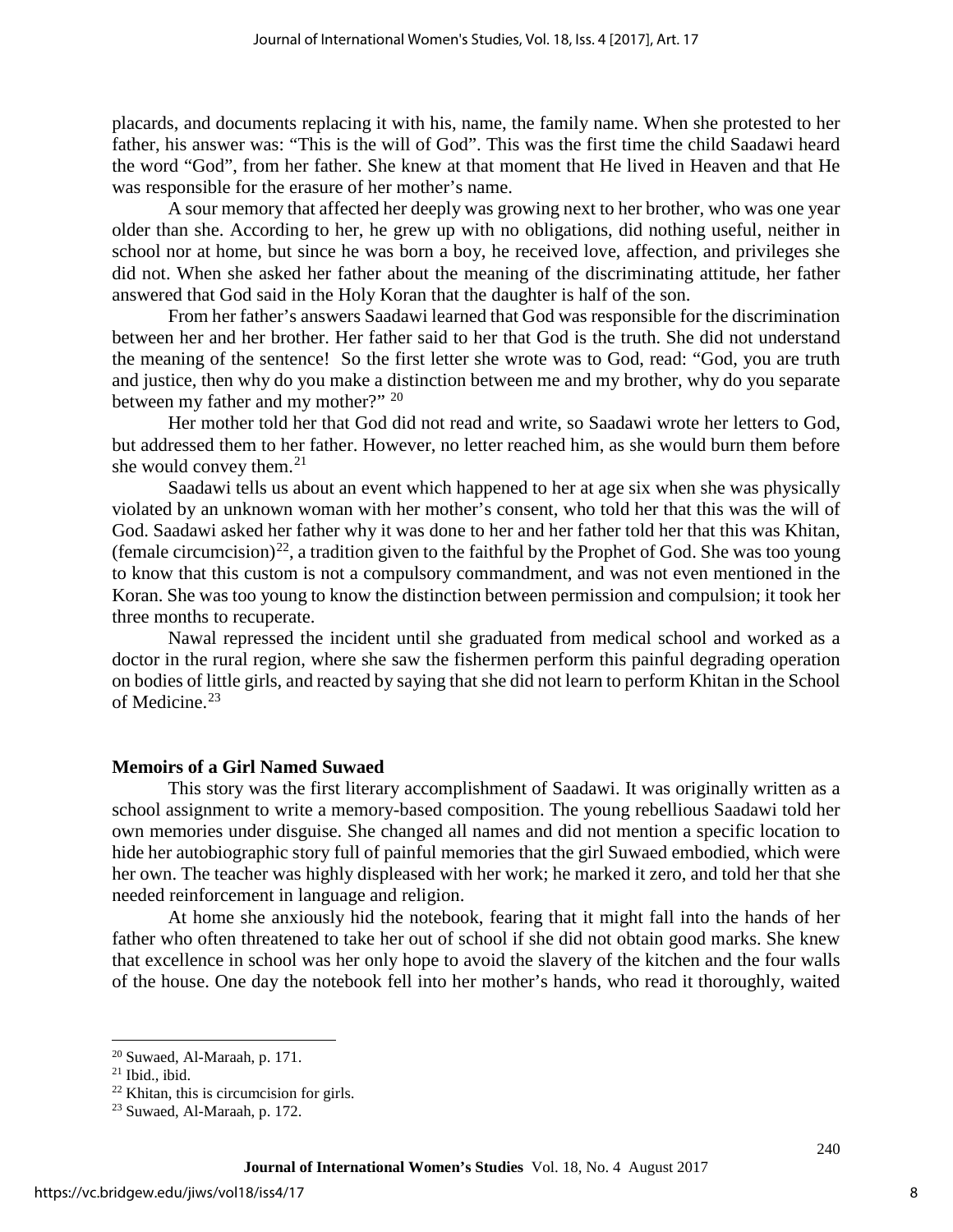placards, and documents replacing it with his, name, the family name. When she protested to her father, his answer was: "This is the will of God". This was the first time the child Saadawi heard the word "God", from her father. She knew at that moment that He lived in Heaven and that He was responsible for the erasure of her mother's name.

A sour memory that affected her deeply was growing next to her brother, who was one year older than she. According to her, he grew up with no obligations, did nothing useful, neither in school nor at home, but since he was born a boy, he received love, affection, and privileges she did not. When she asked her father about the meaning of the discriminating attitude, her father answered that God said in the Holy Koran that the daughter is half of the son.

From her father's answers Saadawi learned that God was responsible for the discrimination between her and her brother. Her father said to her that God is the truth. She did not understand the meaning of the sentence! So the first letter she wrote was to God, read: "God, you are truth and justice, then why do you make a distinction between me and my brother, why do you separate between my father and my mother?" [20]

Her mother told her that God did not read and write, so Saadawi wrote her letters to God, but addressed them to her father. However, no letter reached him, as she would burn them before she would convey them.[21]

Saadawi tells us about an event which happened to her at age six when she was physically violated by an unknown woman with her mother's consent, who told her that this was the will of God. Saadawi asked her father why it was done to her and her father told her that this was Khitan, (female circumcision)[22], a tradition given to the faithful by the Prophet of God. She was too young to know that this custom is not a compulsory commandment, and was not even mentioned in the Koran. She was too young to know the distinction between permission and compulsion; it took her three months to recuperate.

Nawal repressed the incident until she graduated from medical school and worked as a doctor in the rural region, where she saw the fishermen perform this painful degrading operation on bodies of little girls, and reacted by saying that she did not learn to perform Khitan in the School of Medicine.[23]

### Memoirs of a Girl Named Suwaed

This story was the first literary accomplishment of Saadawi. It was originally written as a school assignment to write a memory-based composition. The young rebellious Saadawi told her own memories under disguise. She changed all names and did not mention a specific location to hide her autobiographic story full of painful memories that the girl Suwaed embodied, which were her own. The teacher was highly displeased with her work; he marked it zero, and told her that she needed reinforcement in language and religion.

At home she anxiously hid the notebook, fearing that it might fall into the hands of her father who often threatened to take her out of school if she did not obtain good marks. She knew that excellence in school was her only hope to avoid the slavery of the kitchen and the four walls of the house. One day the notebook fell into her mother's hands, who read it thoroughly, waited

---

[20] Suwaed, Al-Maraah, p. 171.

[21] Ibid., ibid.

[22] Khitan, this is circumcision for girls.

[23] Suwaed, Al-Maraah, p. 172.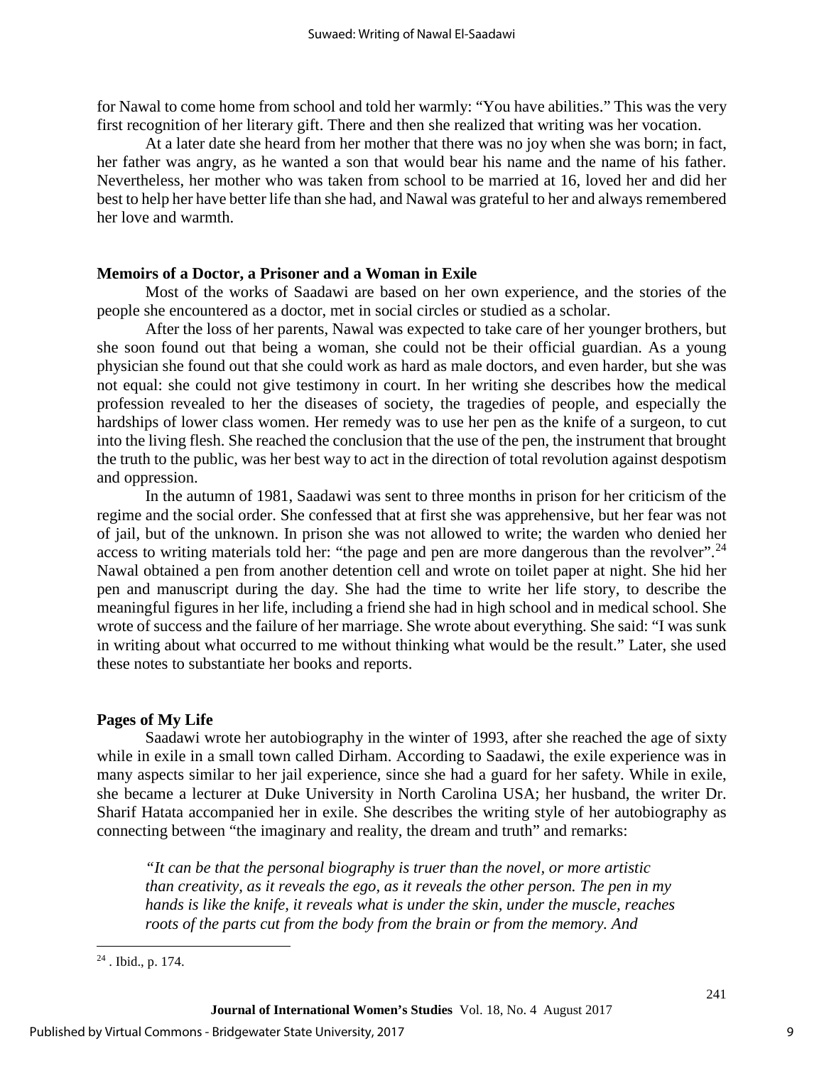for Nawal to come home from school and told her warmly: "You have abilities." This was the very first recognition of her literary gift. There and then she realized that writing was her vocation.

At a later date she heard from her mother that there was no joy when she was born; in fact, her father was angry, as he wanted a son that would bear his name and the name of his father. Nevertheless, her mother who was taken from school to be married at 16, loved her and did her best to help her have better life than she had, and Nawal was grateful to her and always remembered her love and warmth.

### Memoirs of a Doctor, a Prisoner and a Woman in Exile

Most of the works of Saadawi are based on her own experience, and the stories of the people she encountered as a doctor, met in social circles or studied as a scholar.

After the loss of her parents, Nawal was expected to take care of her younger brothers, but she soon found out that being a woman, she could not be their official guardian. As a young physician she found out that she could work as hard as male doctors, and even harder, but she was not equal: she could not give testimony in court. In her writing she describes how the medical profession revealed to her the diseases of society, the tragedies of people, and especially the hardships of lower class women. Her remedy was to use her pen as the knife of a surgeon, to cut into the living flesh. She reached the conclusion that the use of the pen, the instrument that brought the truth to the public, was her best way to act in the direction of total revolution against despotism and oppression.

In the autumn of 1981, Saadawi was sent to three months in prison for her criticism of the regime and the social order. She confessed that at first she was apprehensive, but her fear was not of jail, but of the unknown. In prison she was not allowed to write; the warden who denied her access to writing materials told her: "the page and pen are more dangerous than the revolver".[24] Nawal obtained a pen from another detention cell and wrote on toilet paper at night. She hid her pen and manuscript during the day. She had the time to write her life story, to describe the meaningful figures in her life, including a friend she had in high school and in medical school. She wrote of success and the failure of her marriage. She wrote about everything. She said: "I was sunk in writing about what occurred to me without thinking what would be the result." Later, she used these notes to substantiate her books and reports.

### Pages of My Life

Saadawi wrote her autobiography in the winter of 1993, after she reached the age of sixty while in exile in a small town called Dirham. According to Saadawi, the exile experience was in many aspects similar to her jail experience, since she had a guard for her safety. While in exile, she became a lecturer at Duke University in North Carolina USA; her husband, the writer Dr. Sharif Hatata accompanied her in exile. She describes the writing style of her autobiography as connecting between "the imaginary and reality, the dream and truth" and remarks:

> *"It can be that the personal biography is truer than the novel, or more artistic than creativity, as it reveals the ego, as it reveals the other person. The pen in my hands is like the knife, it reveals what is under the skin, under the muscle, reaches roots of the parts cut from the body from the brain or from the memory. And*

[24] . Ibid., p. 174.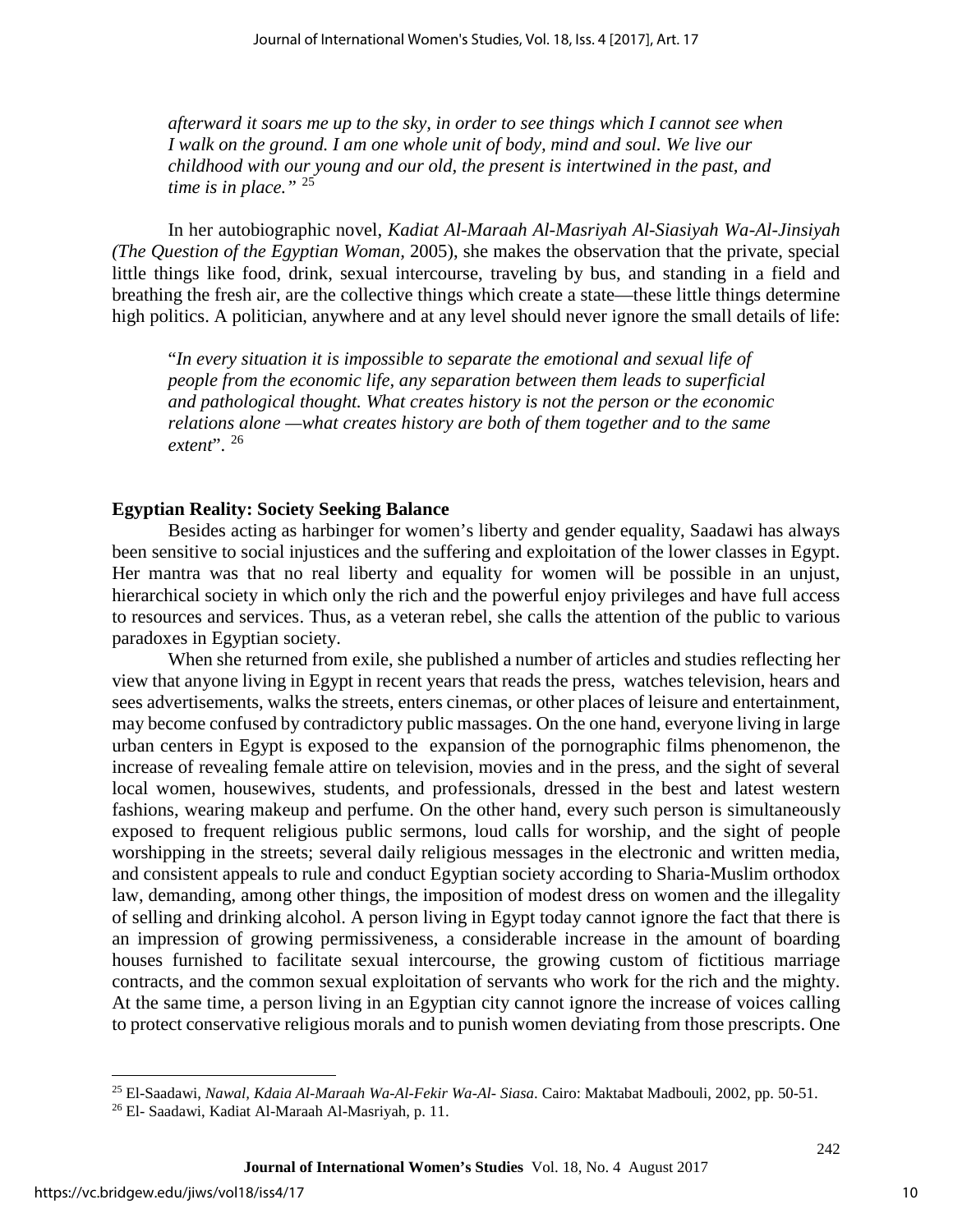*afterward it soars me up to the sky, in order to see things which I cannot see when I walk on the ground. I am one whole unit of body, mind and soul. We live our childhood with our young and our old, the present is intertwined in the past, and time is in place."* [25]

In her autobiographic novel, *Kadiat Al-Maraah Al-Masriyah Al-Siasiyah Wa-Al-Jinsiyah (The Question of the Egyptian Woman*, 2005), she makes the observation that the private, special little things like food, drink, sexual intercourse, traveling by bus, and standing in a field and breathing the fresh air, are the collective things which create a state—these little things determine high politics. A politician, anywhere and at any level should never ignore the small details of life:

"*In every situation it is impossible to separate the emotional and sexual life of people from the economic life, any separation between them leads to superficial and pathological thought. What creates history is not the person or the economic relations alone —what creates history are both of them together and to the same extent*". [26]

**Egyptian Reality: Society Seeking Balance**

Besides acting as harbinger for women's liberty and gender equality, Saadawi has always been sensitive to social injustices and the suffering and exploitation of the lower classes in Egypt. Her mantra was that no real liberty and equality for women will be possible in an unjust, hierarchical society in which only the rich and the powerful enjoy privileges and have full access to resources and services. Thus, as a veteran rebel, she calls the attention of the public to various paradoxes in Egyptian society.

When she returned from exile, she published a number of articles and studies reflecting her view that anyone living in Egypt in recent years that reads the press, watches television, hears and sees advertisements, walks the streets, enters cinemas, or other places of leisure and entertainment, may become confused by contradictory public massages. On the one hand, everyone living in large urban centers in Egypt is exposed to the expansion of the pornographic films phenomenon, the increase of revealing female attire on television, movies and in the press, and the sight of several local women, housewives, students, and professionals, dressed in the best and latest western fashions, wearing makeup and perfume. On the other hand, every such person is simultaneously exposed to frequent religious public sermons, loud calls for worship, and the sight of people worshipping in the streets; several daily religious messages in the electronic and written media, and consistent appeals to rule and conduct Egyptian society according to Sharia-Muslim orthodox law, demanding, among other things, the imposition of modest dress on women and the illegality of selling and drinking alcohol. A person living in Egypt today cannot ignore the fact that there is an impression of growing permissiveness, a considerable increase in the amount of boarding houses furnished to facilitate sexual intercourse, the growing custom of fictitious marriage contracts, and the common sexual exploitation of servants who work for the rich and the mighty. At the same time, a person living in an Egyptian city cannot ignore the increase of voices calling to protect conservative religious morals and to punish women deviating from those prescripts. One

---

[25] El-Saadawi, *Nawal, Kdaia Al-Maraah Wa-Al-Fekir Wa-Al- Siasa*. Cairo: Maktabat Madbouli, 2002, pp. 50-51.

[26] El- Saadawi, Kadiat Al-Maraah Al-Masriyah, p. 11.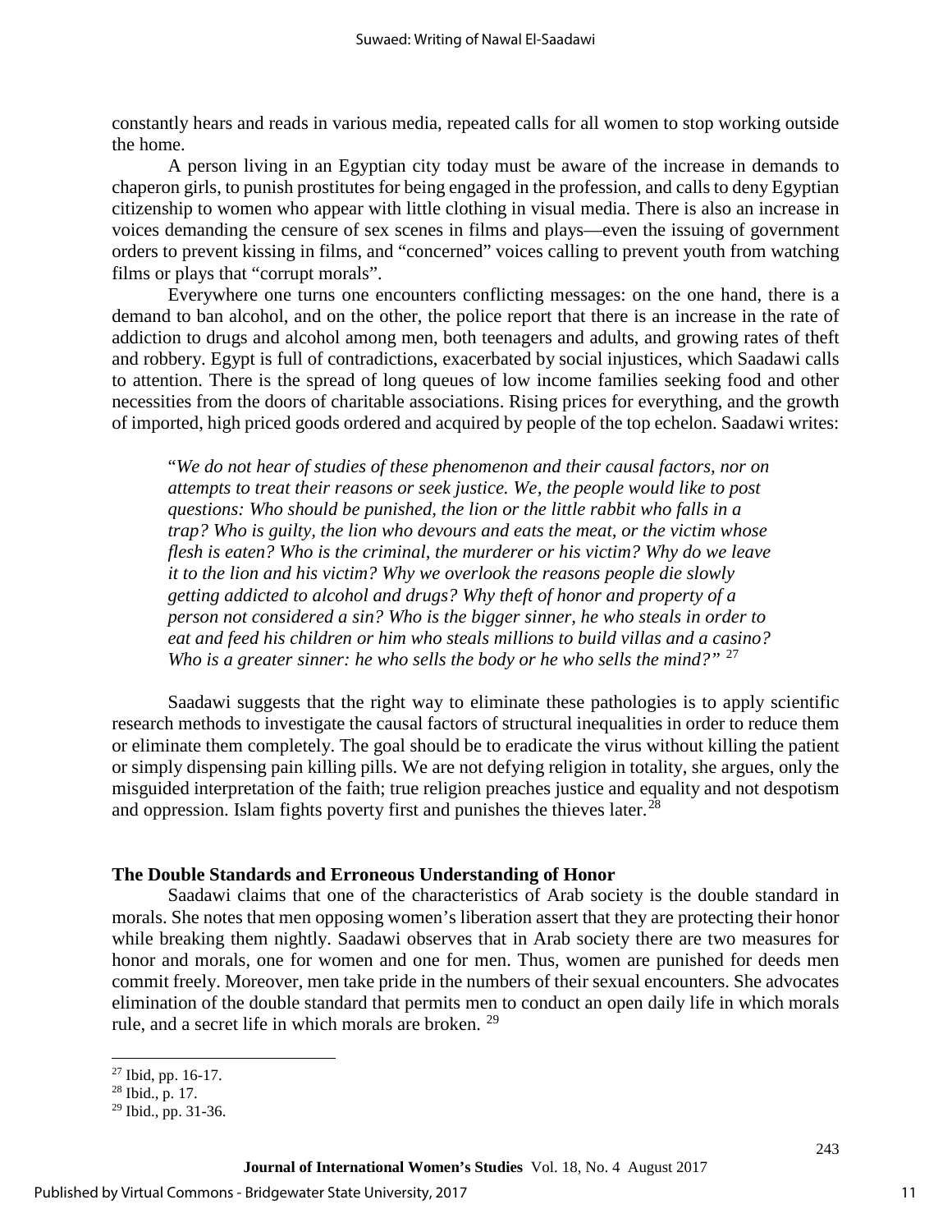constantly hears and reads in various media, repeated calls for all women to stop working outside the home.

A person living in an Egyptian city today must be aware of the increase in demands to chaperon girls, to punish prostitutes for being engaged in the profession, and calls to deny Egyptian citizenship to women who appear with little clothing in visual media. There is also an increase in voices demanding the censure of sex scenes in films and plays—even the issuing of government orders to prevent kissing in films, and "concerned" voices calling to prevent youth from watching films or plays that "corrupt morals".

Everywhere one turns one encounters conflicting messages: on the one hand, there is a demand to ban alcohol, and on the other, the police report that there is an increase in the rate of addiction to drugs and alcohol among men, both teenagers and adults, and growing rates of theft and robbery. Egypt is full of contradictions, exacerbated by social injustices, which Saadawi calls to attention. There is the spread of long queues of low income families seeking food and other necessities from the doors of charitable associations. Rising prices for everything, and the growth of imported, high priced goods ordered and acquired by people of the top echelon. Saadawi writes:

> "*We do not hear of studies of these phenomenon and their causal factors, nor on attempts to treat their reasons or seek justice. We, the people would like to post questions: Who should be punished, the lion or the little rabbit who falls in a trap? Who is guilty, the lion who devours and eats the meat, or the victim whose flesh is eaten? Who is the criminal, the murderer or his victim? Why do we leave it to the lion and his victim? Why we overlook the reasons people die slowly getting addicted to alcohol and drugs? Why theft of honor and property of a person not considered a sin? Who is the bigger sinner, he who steals in order to eat and feed his children or him who steals millions to build villas and a casino? Who is a greater sinner: he who sells the body or he who sells the mind?"* [27]

Saadawi suggests that the right way to eliminate these pathologies is to apply scientific research methods to investigate the causal factors of structural inequalities in order to reduce them or eliminate them completely. The goal should be to eradicate the virus without killing the patient or simply dispensing pain killing pills. We are not defying religion in totality, she argues, only the misguided interpretation of the faith; true religion preaches justice and equality and not despotism and oppression. Islam fights poverty first and punishes the thieves later.[28]

### The Double Standards and Erroneous Understanding of Honor

Saadawi claims that one of the characteristics of Arab society is the double standard in morals. She notes that men opposing women's liberation assert that they are protecting their honor while breaking them nightly. Saadawi observes that in Arab society there are two measures for honor and morals, one for women and one for men. Thus, women are punished for deeds men commit freely. Moreover, men take pride in the numbers of their sexual encounters. She advocates elimination of the double standard that permits men to conduct an open daily life in which morals rule, and a secret life in which morals are broken. [29]

---

[27] Ibid, pp. 16-17.

[28] Ibid., p. 17.

[29] Ibid., pp. 31-36.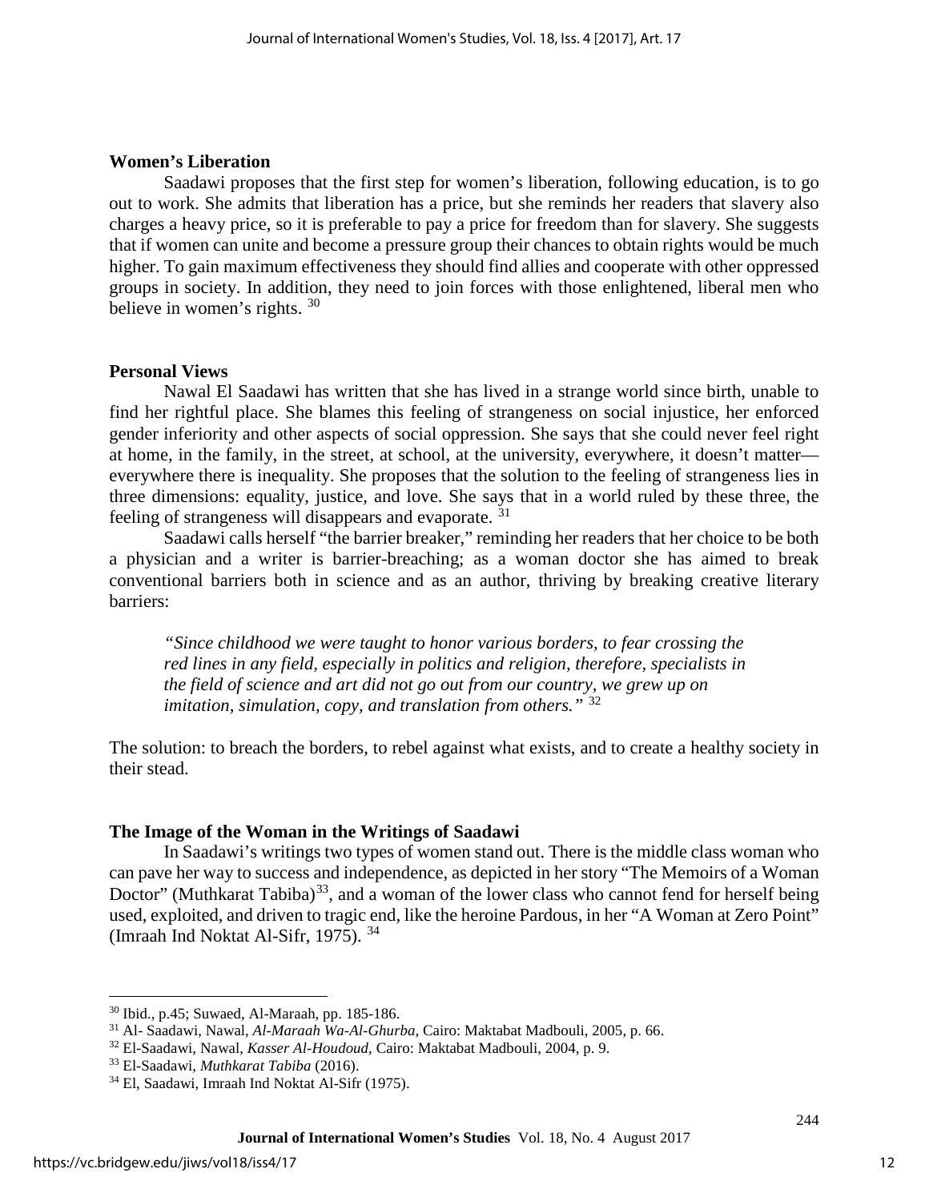## Women's Liberation

Saadawi proposes that the first step for women's liberation, following education, is to go out to work. She admits that liberation has a price, but she reminds her readers that slavery also charges a heavy price, so it is preferable to pay a price for freedom than for slavery. She suggests that if women can unite and become a pressure group their chances to obtain rights would be much higher. To gain maximum effectiveness they should find allies and cooperate with other oppressed groups in society. In addition, they need to join forces with those enlightened, liberal men who believe in women's rights. [30]

## Personal Views

Nawal El Saadawi has written that she has lived in a strange world since birth, unable to find her rightful place. She blames this feeling of strangeness on social injustice, her enforced gender inferiority and other aspects of social oppression. She says that she could never feel right at home, in the family, in the street, at school, at the university, everywhere, it doesn't matter—everywhere there is inequality. She proposes that the solution to the feeling of strangeness lies in three dimensions: equality, justice, and love. She says that in a world ruled by these three, the feeling of strangeness will disappears and evaporate. [31]

Saadawi calls herself "the barrier breaker," reminding her readers that her choice to be both a physician and a writer is barrier-breaching; as a woman doctor she has aimed to break conventional barriers both in science and as an author, thriving by breaking creative literary barriers:

> *"Since childhood we were taught to honor various borders, to fear crossing the red lines in any field, especially in politics and religion, therefore, specialists in the field of science and art did not go out from our country, we grew up on imitation, simulation, copy, and translation from others."* [32]

The solution: to breach the borders, to rebel against what exists, and to create a healthy society in their stead.

## The Image of the Woman in the Writings of Saadawi

In Saadawi's writings two types of women stand out. There is the middle class woman who can pave her way to success and independence, as depicted in her story "The Memoirs of a Woman Doctor" (Muthkarat Tabiba)[33], and a woman of the lower class who cannot fend for herself being used, exploited, and driven to tragic end, like the heroine Pardous, in her "A Woman at Zero Point" (Imraah Ind Noktat Al-Sifr, 1975). [34]

---

[30] Ibid., p.45; Suwaed, Al-Maraah, pp. 185-186.

[31] Al- Saadawi, Nawal, *Al-Maraah Wa-Al-Ghurba*, Cairo: Maktabat Madbouli, 2005, p. 66.

[32] El-Saadawi, Nawal, *Kasser Al-Houdoud*, Cairo: Maktabat Madbouli, 2004, p. 9.

[33] El-Saadawi, *Muthkarat Tabiba* (2016).

[34] El, Saadawi, Imraah Ind Noktat Al-Sifr (1975).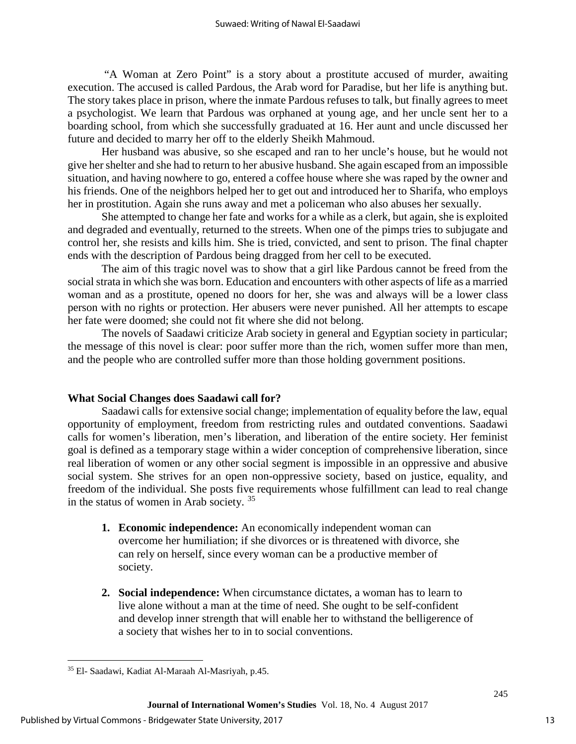"A Woman at Zero Point" is a story about a prostitute accused of murder, awaiting execution. The accused is called Pardous, the Arab word for Paradise, but her life is anything but. The story takes place in prison, where the inmate Pardous refuses to talk, but finally agrees to meet a psychologist. We learn that Pardous was orphaned at young age, and her uncle sent her to a boarding school, from which she successfully graduated at 16. Her aunt and uncle discussed her future and decided to marry her off to the elderly Sheikh Mahmoud.

Her husband was abusive, so she escaped and ran to her uncle's house, but he would not give her shelter and she had to return to her abusive husband. She again escaped from an impossible situation, and having nowhere to go, entered a coffee house where she was raped by the owner and his friends. One of the neighbors helped her to get out and introduced her to Sharifa, who employs her in prostitution. Again she runs away and met a policeman who also abuses her sexually.

She attempted to change her fate and works for a while as a clerk, but again, she is exploited and degraded and eventually, returned to the streets. When one of the pimps tries to subjugate and control her, she resists and kills him. She is tried, convicted, and sent to prison. The final chapter ends with the description of Pardous being dragged from her cell to be executed.

The aim of this tragic novel was to show that a girl like Pardous cannot be freed from the social strata in which she was born. Education and encounters with other aspects of life as a married woman and as a prostitute, opened no doors for her, she was and always will be a lower class person with no rights or protection. Her abusers were never punished. All her attempts to escape her fate were doomed; she could not fit where she did not belong.

The novels of Saadawi criticize Arab society in general and Egyptian society in particular; the message of this novel is clear: poor suffer more than the rich, women suffer more than men, and the people who are controlled suffer more than those holding government positions.

## What Social Changes does Saadawi call for?

Saadawi calls for extensive social change; implementation of equality before the law, equal opportunity of employment, freedom from restricting rules and outdated conventions. Saadawi calls for women's liberation, men's liberation, and liberation of the entire society. Her feminist goal is defined as a temporary stage within a wider conception of comprehensive liberation, since real liberation of women or any other social segment is impossible in an oppressive and abusive social system. She strives for an open non-oppressive society, based on justice, equality, and freedom of the individual. She posts five requirements whose fulfillment can lead to real change in the status of women in Arab society. [35]

1. **Economic independence:** An economically independent woman can overcome her humiliation; if she divorces or is threatened with divorce, she can rely on herself, since every woman can be a productive member of society.

2. **Social independence:** When circumstance dictates, a woman has to learn to live alone without a man at the time of need. She ought to be self-confident and develop inner strength that will enable her to withstand the belligerence of a society that wishes her to in to social conventions.

---

[35] El- Saadawi, Kadiat Al-Maraah Al-Masriyah, p.45.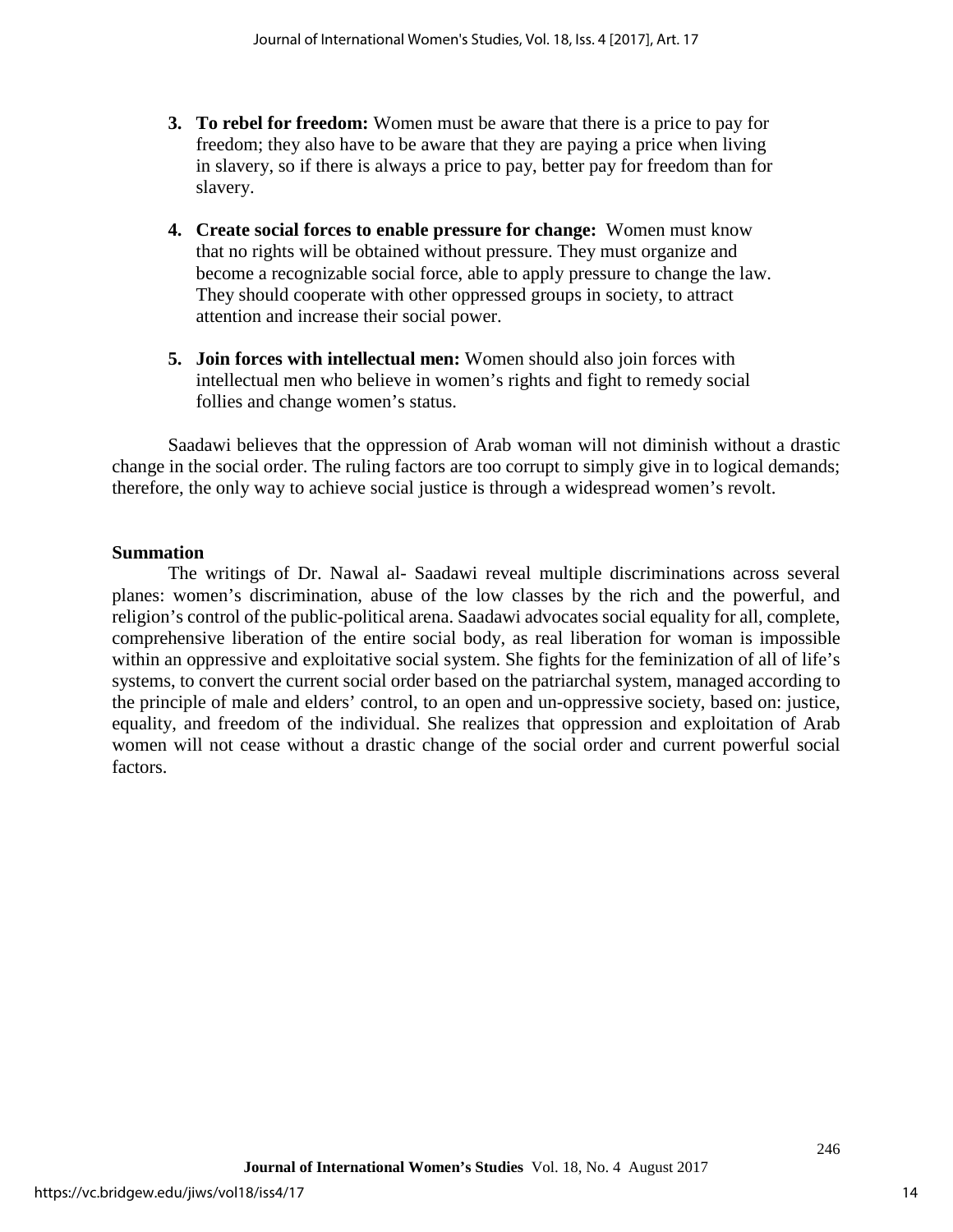3. **To rebel for freedom:** Women must be aware that there is a price to pay for freedom; they also have to be aware that they are paying a price when living in slavery, so if there is always a price to pay, better pay for freedom than for slavery.

4. **Create social forces to enable pressure for change:** Women must know that no rights will be obtained without pressure. They must organize and become a recognizable social force, able to apply pressure to change the law. They should cooperate with other oppressed groups in society, to attract attention and increase their social power.

5. **Join forces with intellectual men:** Women should also join forces with intellectual men who believe in women's rights and fight to remedy social follies and change women's status.

Saadawi believes that the oppression of Arab woman will not diminish without a drastic change in the social order. The ruling factors are too corrupt to simply give in to logical demands; therefore, the only way to achieve social justice is through a widespread women's revolt.

**Summation**

The writings of Dr. Nawal al- Saadawi reveal multiple discriminations across several planes: women's discrimination, abuse of the low classes by the rich and the powerful, and religion's control of the public-political arena. Saadawi advocates social equality for all, complete, comprehensive liberation of the entire social body, as real liberation for woman is impossible within an oppressive and exploitative social system. She fights for the feminization of all of life's systems, to convert the current social order based on the patriarchal system, managed according to the principle of male and elders' control, to an open and un-oppressive society, based on: justice, equality, and freedom of the individual. She realizes that oppression and exploitation of Arab women will not cease without a drastic change of the social order and current powerful social factors.